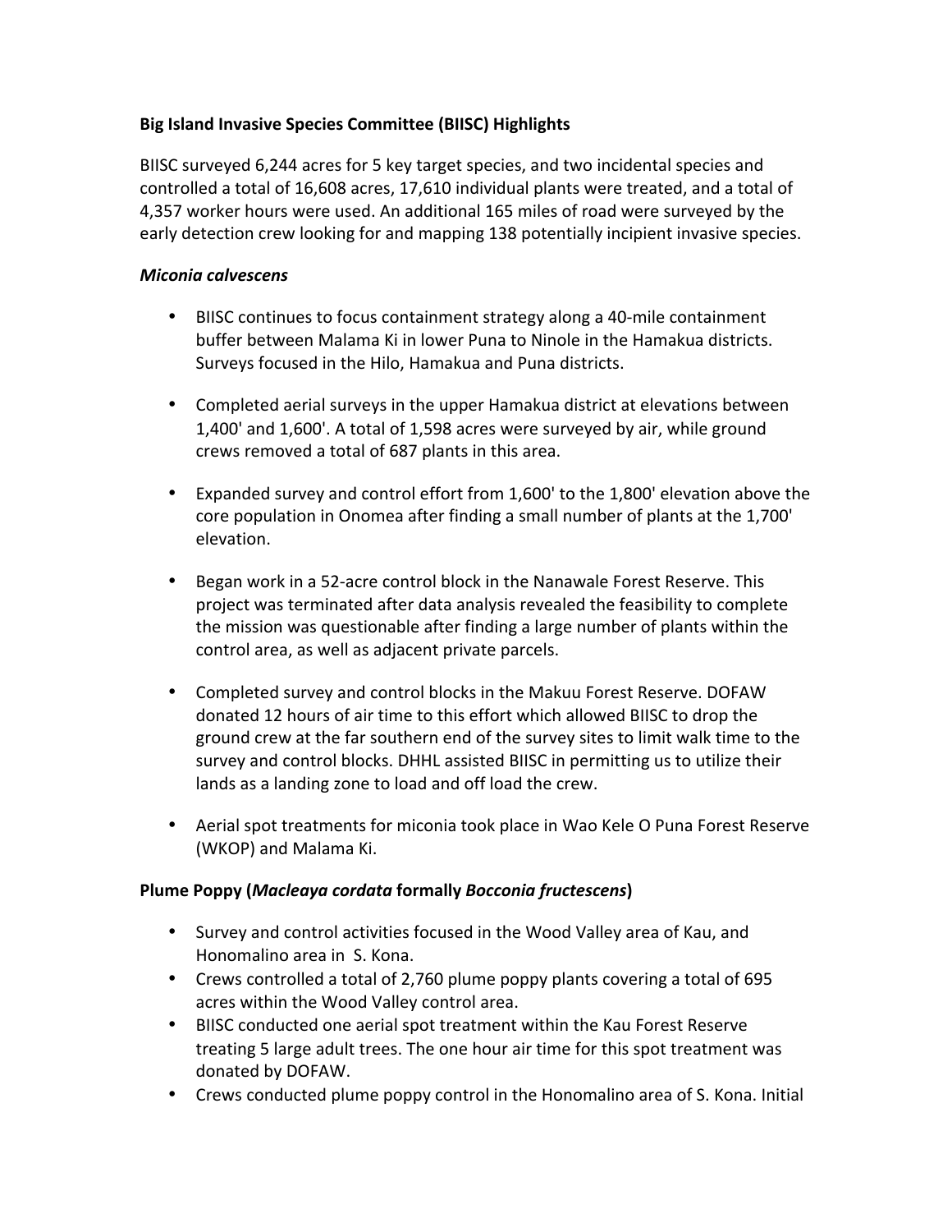**Big Island Invasive Species Committee (BIISC) Highlights**

BIISC surveyed 6,244 acres for 5 key target species, and two incidental species and controlled a total of 16,608 acres, 17,610 individual plants were treated, and a total of 4,357 worker hours were used. An additional 165 miles of road were surveyed by the early detection crew looking for and mapping 138 potentially incipient invasive species.

***Miconia calvescens***

- BIISC continues to focus containment strategy along a 40-mile containment buffer between Malama Ki in lower Puna to Ninole in the Hamakua districts. Surveys focused in the Hilo, Hamakua and Puna districts.

- Completed aerial surveys in the upper Hamakua district at elevations between 1,400' and 1,600'. A total of 1,598 acres were surveyed by air, while ground crews removed a total of 687 plants in this area.

- Expanded survey and control effort from 1,600' to the 1,800' elevation above the core population in Onomea after finding a small number of plants at the 1,700' elevation.

- Began work in a 52-acre control block in the Nanawale Forest Reserve. This project was terminated after data analysis revealed the feasibility to complete the mission was questionable after finding a large number of plants within the control area, as well as adjacent private parcels.

- Completed survey and control blocks in the Makuu Forest Reserve. DOFAW donated 12 hours of air time to this effort which allowed BIISC to drop the ground crew at the far southern end of the survey sites to limit walk time to the survey and control blocks. DHHL assisted BIISC in permitting us to utilize their lands as a landing zone to load and off load the crew.

- Aerial spot treatments for miconia took place in Wao Kele O Puna Forest Reserve (WKOP) and Malama Ki.

**Plume Poppy (*Macleaya cordata* formally *Bocconia fructescens*)**

- Survey and control activities focused in the Wood Valley area of Kau, and Honomalino area in S. Kona.
- Crews controlled a total of 2,760 plume poppy plants covering a total of 695 acres within the Wood Valley control area.
- BIISC conducted one aerial spot treatment within the Kau Forest Reserve treating 5 large adult trees. The one hour air time for this spot treatment was donated by DOFAW.
- Crews conducted plume poppy control in the Honomalino area of S. Kona. Initial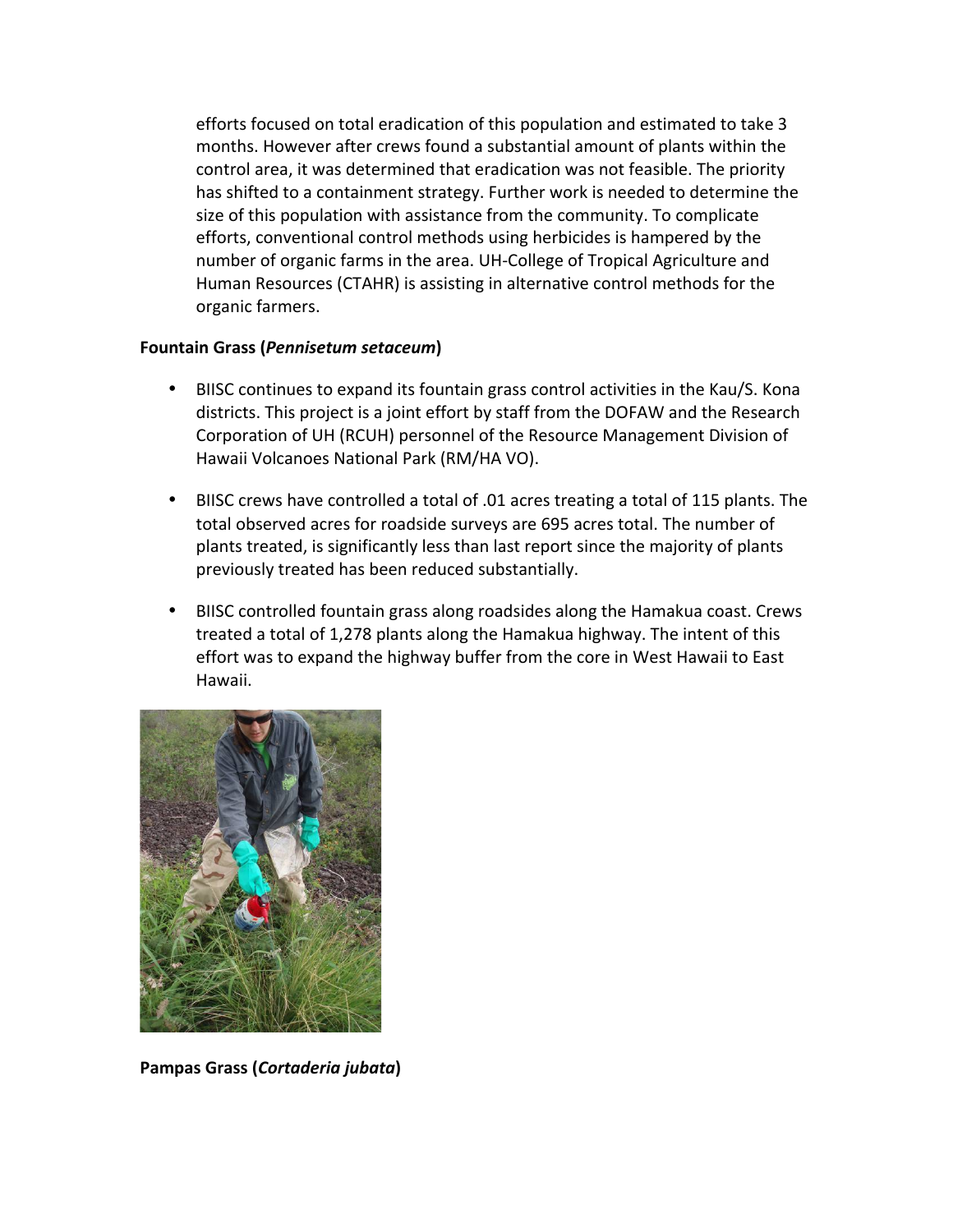efforts focused on total eradication of this population and estimated to take 3 months. However after crews found a substantial amount of plants within the control area, it was determined that eradication was not feasible. The priority has shifted to a containment strategy. Further work is needed to determine the size of this population with assistance from the community. To complicate efforts, conventional control methods using herbicides is hampered by the number of organic farms in the area. UH-College of Tropical Agriculture and Human Resources (CTAHR) is assisting in alternative control methods for the organic farmers.

**Fountain Grass (*Pennisetum setaceum*)**

- BIISC continues to expand its fountain grass control activities in the Kau/S. Kona districts. This project is a joint effort by staff from the DOFAW and the Research Corporation of UH (RCUH) personnel of the Resource Management Division of Hawaii Volcanoes National Park (RM/HA VO).

- BIISC crews have controlled a total of .01 acres treating a total of 115 plants. The total observed acres for roadside surveys are 695 acres total. The number of plants treated, is significantly less than last report since the majority of plants previously treated has been reduced substantially.

- BIISC controlled fountain grass along roadsides along the Hamakua coast. Crews treated a total of 1,278 plants along the Hamakua highway. The intent of this effort was to expand the highway buffer from the core in West Hawaii to East Hawaii.

**Pampas Grass (*Cortaderia jubata*)**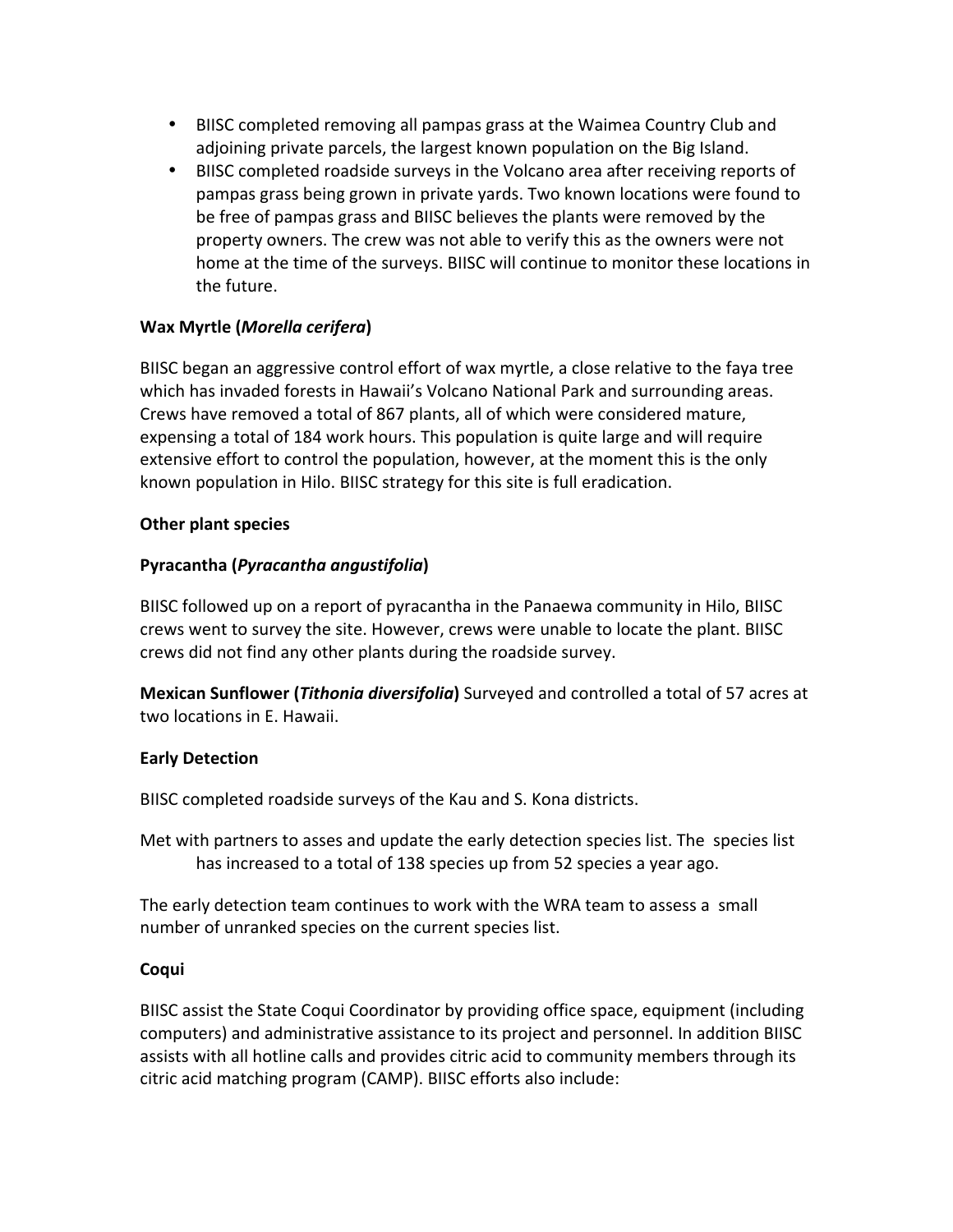- BIISC completed removing all pampas grass at the Waimea Country Club and adjoining private parcels, the largest known population on the Big Island.
- BIISC completed roadside surveys in the Volcano area after receiving reports of pampas grass being grown in private yards. Two known locations were found to be free of pampas grass and BIISC believes the plants were removed by the property owners. The crew was not able to verify this as the owners were not home at the time of the surveys. BIISC will continue to monitor these locations in the future.

**Wax Myrtle (*Morella cerifera*)**

BIISC began an aggressive control effort of wax myrtle, a close relative to the faya tree which has invaded forests in Hawaii's Volcano National Park and surrounding areas. Crews have removed a total of 867 plants, all of which were considered mature, expensing a total of 184 work hours. This population is quite large and will require extensive effort to control the population, however, at the moment this is the only known population in Hilo. BIISC strategy for this site is full eradication.

**Other plant species**

**Pyracantha (*Pyracantha angustifolia*)**

BIISC followed up on a report of pyracantha in the Panaewa community in Hilo, BIISC crews went to survey the site. However, crews were unable to locate the plant. BIISC crews did not find any other plants during the roadside survey.

**Mexican Sunflower (*Tithonia diversifolia*)** Surveyed and controlled a total of 57 acres at two locations in E. Hawaii.

**Early Detection**

BIISC completed roadside surveys of the Kau and S. Kona districts.

Met with partners to asses and update the early detection species list. The species list has increased to a total of 138 species up from 52 species a year ago.

The early detection team continues to work with the WRA team to assess a small number of unranked species on the current species list.

**Coqui**

BIISC assist the State Coqui Coordinator by providing office space, equipment (including computers) and administrative assistance to its project and personnel. In addition BIISC assists with all hotline calls and provides citric acid to community members through its citric acid matching program (CAMP). BIISC efforts also include: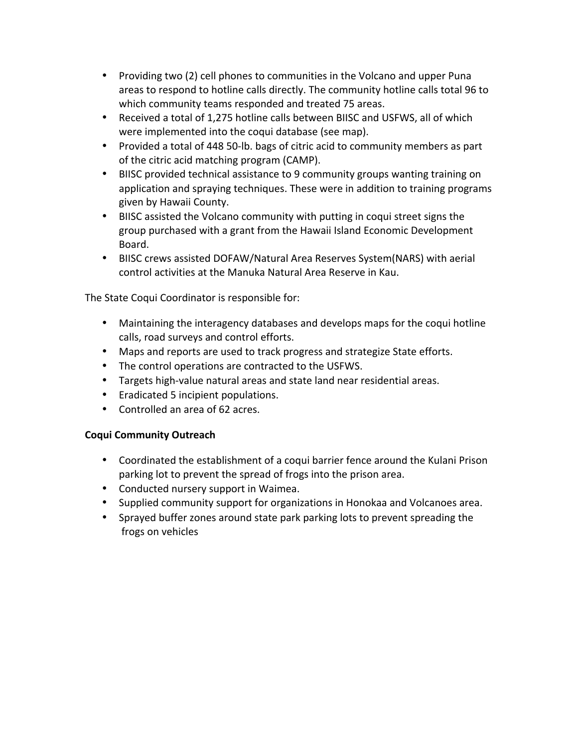- Providing two (2) cell phones to communities in the Volcano and upper Puna areas to respond to hotline calls directly. The community hotline calls total 96 to which community teams responded and treated 75 areas.
- Received a total of 1,275 hotline calls between BIISC and USFWS, all of which were implemented into the coqui database (see map).
- Provided a total of 448 50-lb. bags of citric acid to community members as part of the citric acid matching program (CAMP).
- BIISC provided technical assistance to 9 community groups wanting training on application and spraying techniques. These were in addition to training programs given by Hawaii County.
- BIISC assisted the Volcano community with putting in coqui street signs the group purchased with a grant from the Hawaii Island Economic Development Board.
- BIISC crews assisted DOFAW/Natural Area Reserves System(NARS) with aerial control activities at the Manuka Natural Area Reserve in Kau.

The State Coqui Coordinator is responsible for:

- Maintaining the interagency databases and develops maps for the coqui hotline calls, road surveys and control efforts.
- Maps and reports are used to track progress and strategize State efforts.
- The control operations are contracted to the USFWS.
- Targets high-value natural areas and state land near residential areas.
- Eradicated 5 incipient populations.
- Controlled an area of 62 acres.

**Coqui Community Outreach**

- Coordinated the establishment of a coqui barrier fence around the Kulani Prison parking lot to prevent the spread of frogs into the prison area.
- Conducted nursery support in Waimea.
- Supplied community support for organizations in Honokaa and Volcanoes area.
- Sprayed buffer zones around state park parking lots to prevent spreading the frogs on vehicles